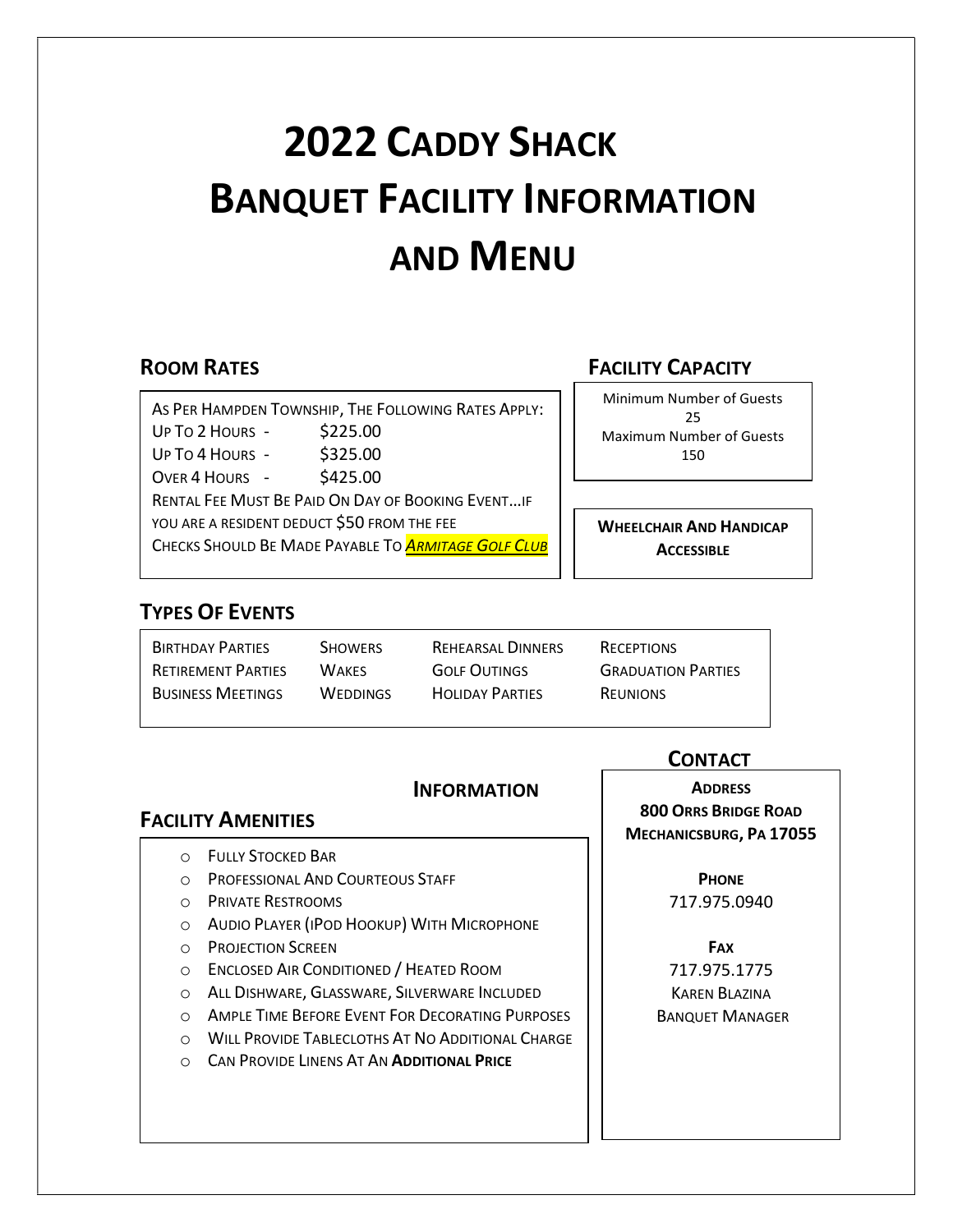# 2022 Caddy Shack Banquet Facility Information and Menu

## Room Rates

As Per Hampden Township, The Following Rates Apply:

| | |
|---|---|
| Up To 2 Hours - | $225.00 |
| Up To 4 Hours - | $325.00 |
| Over 4 Hours - | $425.00 |

Rental Fee Must Be Paid On Day of Booking Event…if you are a resident deduct $50 from the fee

Checks Should Be Made Payable To ***Armitage Golf Club***

## Facility Capacity

Minimum Number of Guests
25
Maximum Number of Guests
150

**Wheelchair And Handicap Accessible**

## Types Of Events

| | | | |
|---|---|---|---|
| Birthday Parties | Showers | Rehearsal Dinners | Receptions |
| Retirement Parties | Wakes | Golf Outings | Graduation Parties |
| Business Meetings | Weddings | Holiday Parties | Reunions |

## Information

## Facility Amenities

- Fully Stocked Bar
- Professional And Courteous Staff
- Private Restrooms
- Audio Player (iPod Hookup) With Microphone
- Projection Screen
- Enclosed Air Conditioned / Heated Room
- All Dishware, Glassware, Silverware Included
- Ample Time Before Event For Decorating Purposes
- Will Provide Tablecloths At No Additional Charge
- Can Provide Linens At An **Additional Price**

## Contact

**Address**
**800 Orrs Bridge Road**
**Mechanicsburg, PA 17055**

**Phone**
717.975.0940

**Fax**
717.975.1775
Karen Blazina
Banquet Manager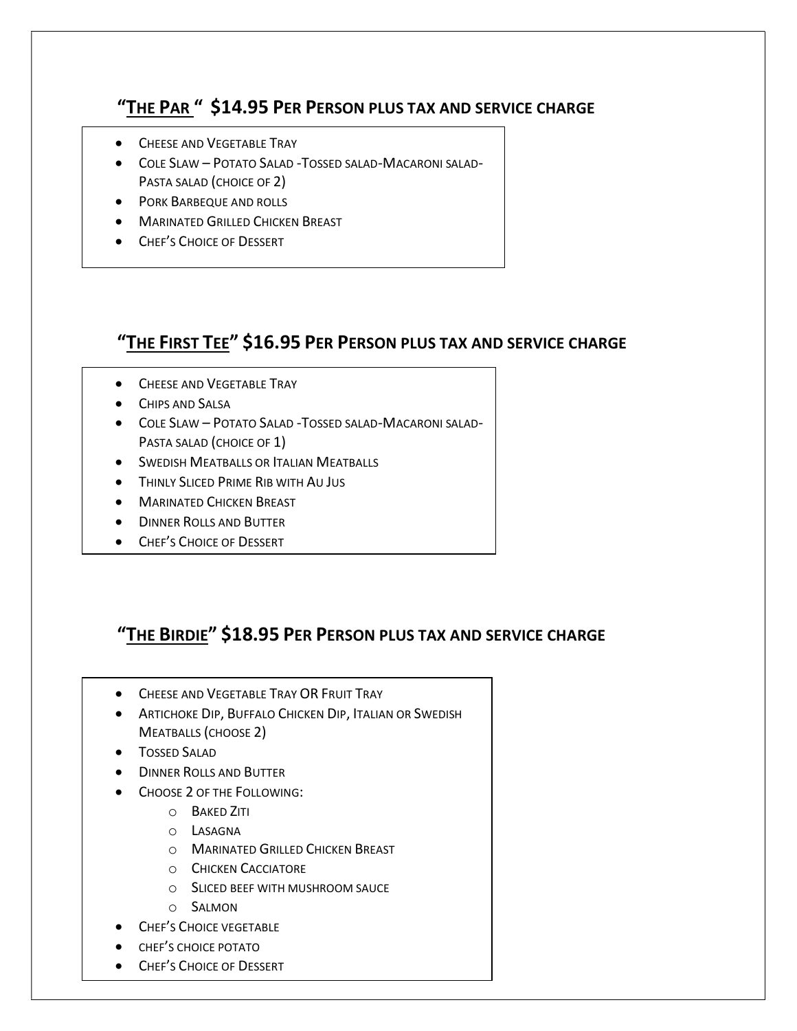## "THE PAR " $14.95 PER PERSON PLUS TAX AND SERVICE CHARGE

- CHEESE AND VEGETABLE TRAY
- COLE SLAW – POTATO SALAD -TOSSED SALAD-MACARONI SALAD-PASTA SALAD (CHOICE OF 2)
- PORK BARBEQUE AND ROLLS
- MARINATED GRILLED CHICKEN BREAST
- CHEF'S CHOICE OF DESSERT

## "THE FIRST TEE" $16.95 PER PERSON PLUS TAX AND SERVICE CHARGE

- CHEESE AND VEGETABLE TRAY
- CHIPS AND SALSA
- COLE SLAW – POTATO SALAD -TOSSED SALAD-MACARONI SALAD-PASTA SALAD (CHOICE OF 1)
- SWEDISH MEATBALLS OR ITALIAN MEATBALLS
- THINLY SLICED PRIME RIB WITH AU JUS
- MARINATED CHICKEN BREAST
- DINNER ROLLS AND BUTTER
- CHEF'S CHOICE OF DESSERT

## "THE BIRDIE" $18.95 PER PERSON PLUS TAX AND SERVICE CHARGE

- CHEESE AND VEGETABLE TRAY OR FRUIT TRAY
- ARTICHOKE DIP, BUFFALO CHICKEN DIP, ITALIAN OR SWEDISH MEATBALLS (CHOOSE 2)
- TOSSED SALAD
- DINNER ROLLS AND BUTTER
- CHOOSE 2 OF THE FOLLOWING:
  - BAKED ZITI
  - LASAGNA
  - MARINATED GRILLED CHICKEN BREAST
  - CHICKEN CACCIATORE
  - SLICED BEEF WITH MUSHROOM SAUCE
  - SALMON
- CHEF'S CHOICE VEGETABLE
- CHEF'S CHOICE POTATO
- CHEF'S CHOICE OF DESSERT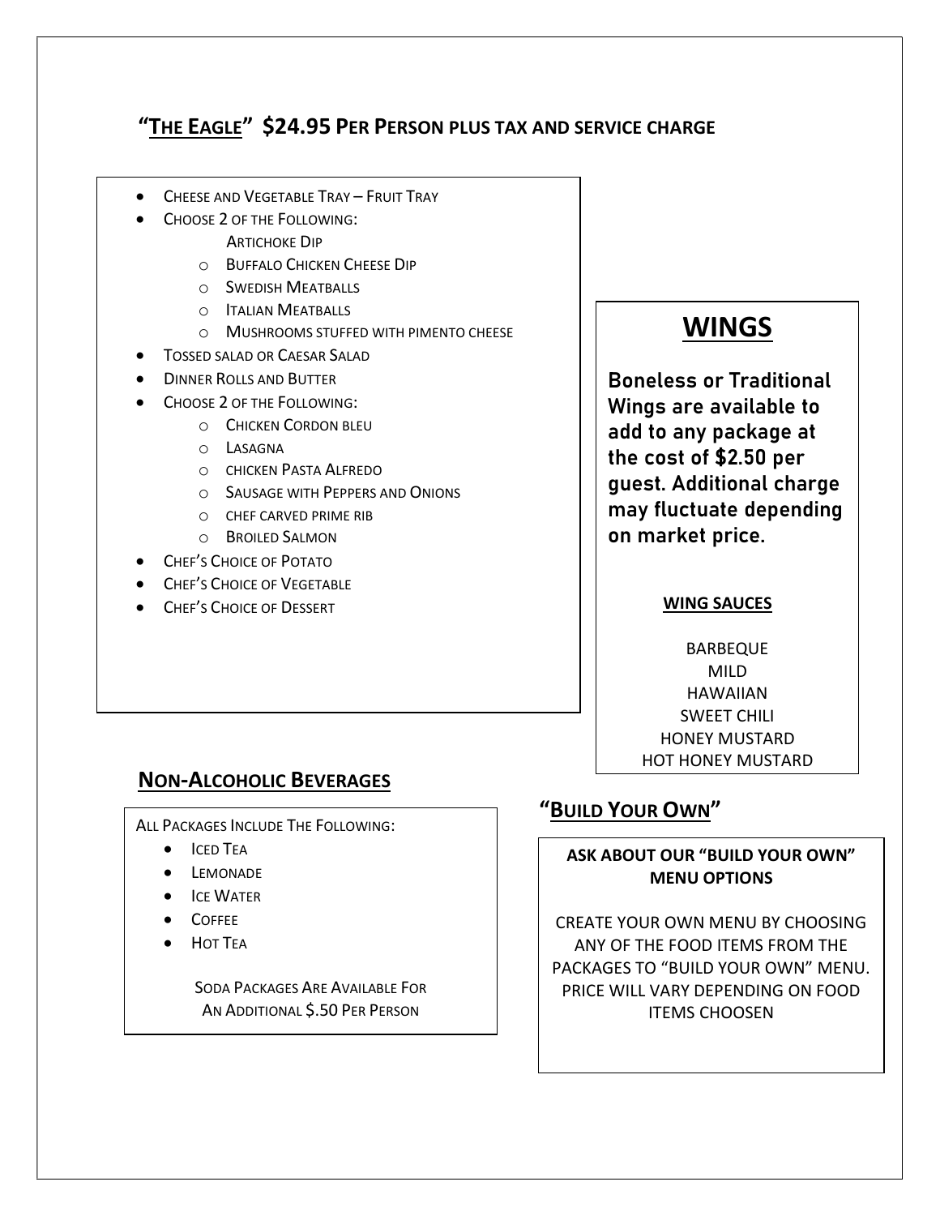## "The Eagle" $24.95 Per Person plus tax and service charge

- Cheese and Vegetable Tray – Fruit Tray
- Choose 2 of the Following:
  - Artichoke Dip
  - Buffalo Chicken Cheese Dip
  - Swedish Meatballs
  - Italian Meatballs
  - Mushrooms stuffed with pimento cheese
- Tossed salad or Caesar Salad
- Dinner Rolls and Butter
- Choose 2 of the Following:
  - Chicken Cordon bleu
  - Lasagna
  - chicken Pasta Alfredo
  - Sausage with Peppers and Onions
  - chef carved prime rib
  - Broiled Salmon
- Chef's Choice of Potato
- Chef's Choice of Vegetable
- Chef's Choice of Dessert

## WINGS

**Boneless or Traditional Wings are available to add to any package at the cost of $2.50 per guest. Additional charge may fluctuate depending on market price.**

**WING SAUCES**

BARBEQUE
MILD
HAWAIIAN
SWEET CHILI
HONEY MUSTARD
HOT HONEY MUSTARD

## Non-Alcoholic Beverages

All Packages Include The Following:

- Iced Tea
- Lemonade
- Ice Water
- Coffee
- Hot Tea

Soda Packages Are Available For An Additional $.50 Per Person

## "Build Your Own"

**ASK ABOUT OUR "BUILD YOUR OWN" MENU OPTIONS**

CREATE YOUR OWN MENU BY CHOOSING ANY OF THE FOOD ITEMS FROM THE PACKAGES TO "BUILD YOUR OWN" MENU. PRICE WILL VARY DEPENDING ON FOOD ITEMS CHOOSEN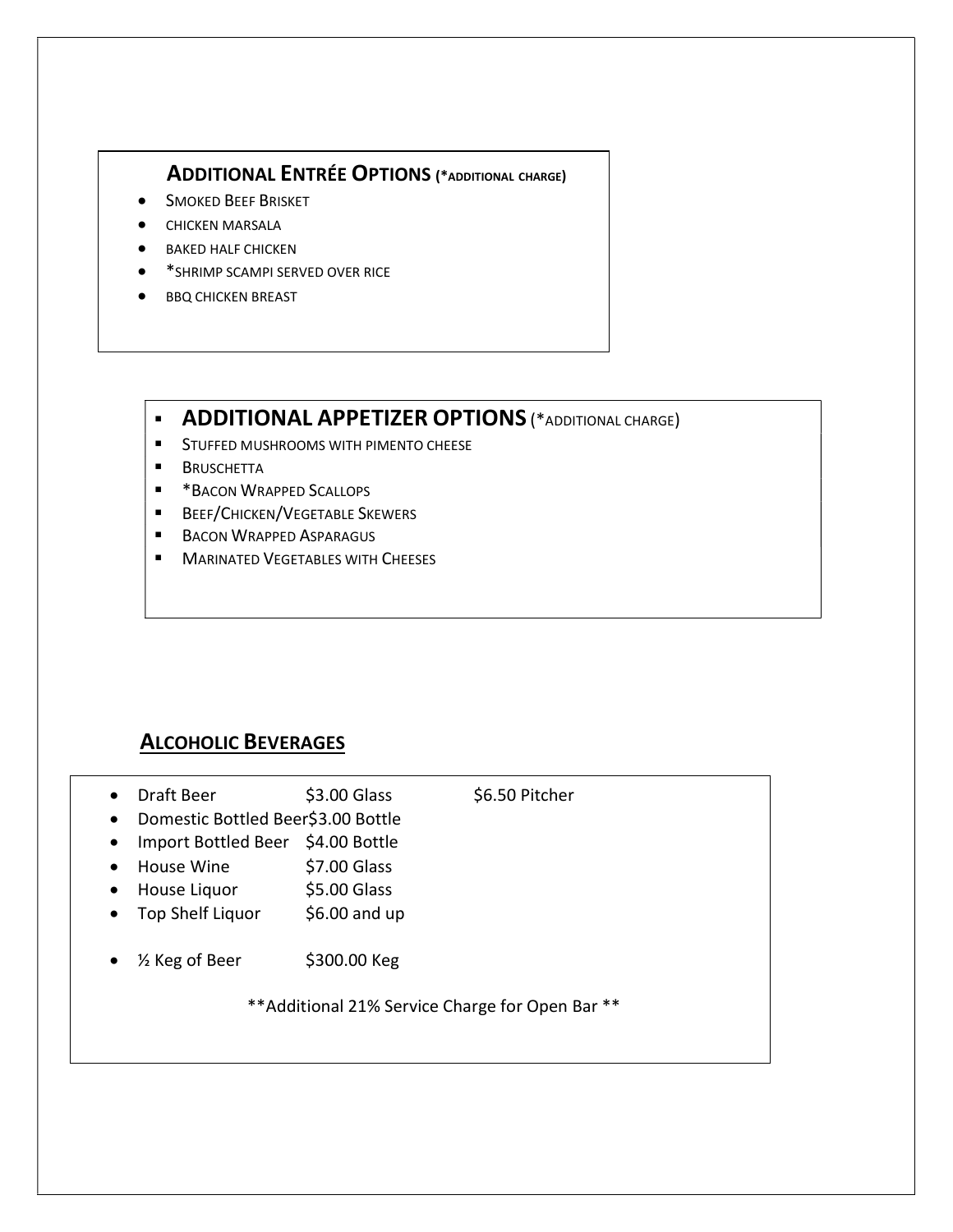## ADDITIONAL ENTRÉE OPTIONS (*ADDITIONAL CHARGE)

- SMOKED BEEF BRISKET
- CHICKEN MARSALA
- BAKED HALF CHICKEN
- *SHRIMP SCAMPI SERVED OVER RICE
- BBQ CHICKEN BREAST

## ADDITIONAL APPETIZER OPTIONS (*ADDITIONAL CHARGE)

- STUFFED MUSHROOMS WITH PIMENTO CHEESE
- BRUSCHETTA
- *BACON WRAPPED SCALLOPS
- BEEF/CHICKEN/VEGETABLE SKEWERS
- BACON WRAPPED ASPARAGUS
- MARINATED VEGETABLES WITH CHEESES

## ALCOHOLIC BEVERAGES

- Draft Beer — $3.00 Glass — $6.50 Pitcher
- Domestic Bottled Beer — $3.00 Bottle
- Import Bottled Beer — $4.00 Bottle
- House Wine — $7.00 Glass
- House Liquor — $5.00 Glass
- Top Shelf Liquor — $6.00 and up

- ½ Keg of Beer — $300.00 Keg

**Additional 21% Service Charge for Open Bar **